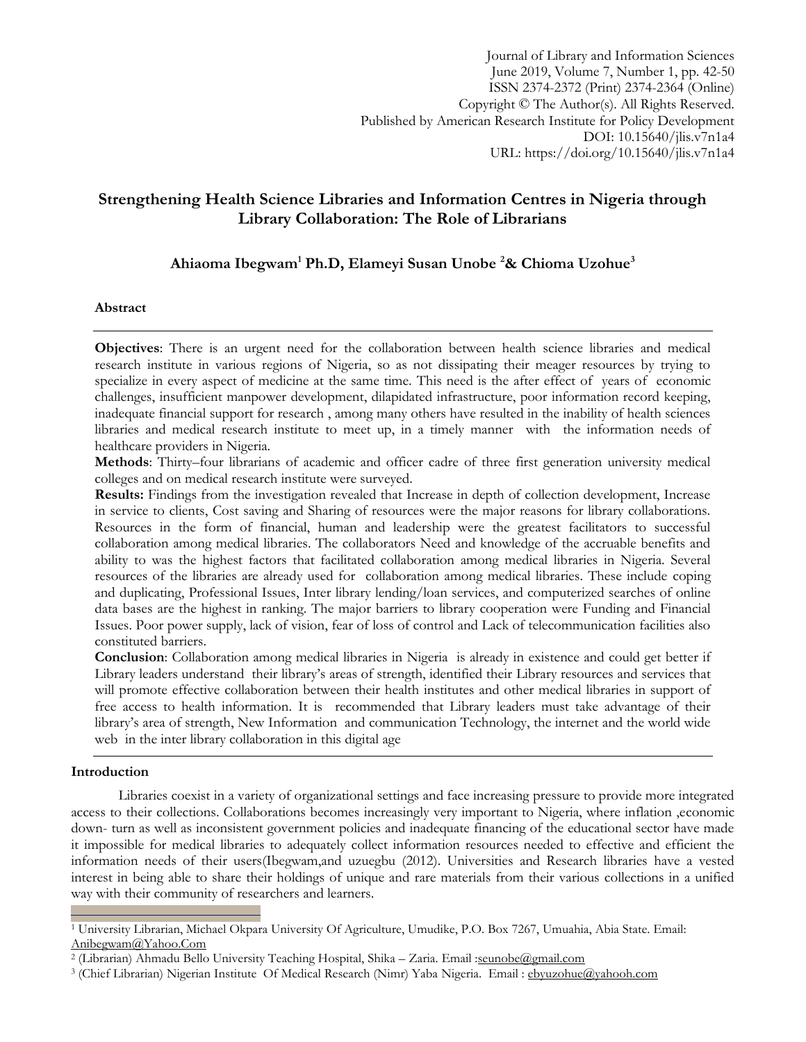Journal of Library and Information Sciences
June 2019, Volume 7, Number 1, pp. 42-50
ISSN 2374-2372 (Print) 2374-2364 (Online)
Copyright © The Author(s). All Rights Reserved.
Published by American Research Institute for Policy Development
DOI: 10.15640/jlis.v7n1a4
URL: https://doi.org/10.15640/jlis.v7n1a4

# Strengthening Health Science Libraries and Information Centres in Nigeria through Library Collaboration: The Role of Librarians

**Ahiaoma Ibegwam[1] Ph.D, Elameyi Susan Unobe [2]& Chioma Uzohue[3]**

### Abstract

**Objectives**: There is an urgent need for the collaboration between health science libraries and medical research institute in various regions of Nigeria, so as not dissipating their meager resources by trying to specialize in every aspect of medicine at the same time. This need is the after effect of years of economic challenges, insufficient manpower development, dilapidated infrastructure, poor information record keeping, inadequate financial support for research , among many others have resulted in the inability of health sciences libraries and medical research institute to meet up, in a timely manner with the information needs of healthcare providers in Nigeria.

**Methods**: Thirty–four librarians of academic and officer cadre of three first generation university medical colleges and on medical research institute were surveyed.

**Results:** Findings from the investigation revealed that Increase in depth of collection development, Increase in service to clients, Cost saving and Sharing of resources were the major reasons for library collaborations. Resources in the form of financial, human and leadership were the greatest facilitators to successful collaboration among medical libraries. The collaborators Need and knowledge of the accruable benefits and ability to was the highest factors that facilitated collaboration among medical libraries in Nigeria. Several resources of the libraries are already used for collaboration among medical libraries. These include coping and duplicating, Professional Issues, Inter library lending/loan services, and computerized searches of online data bases are the highest in ranking. The major barriers to library cooperation were Funding and Financial Issues. Poor power supply, lack of vision, fear of loss of control and Lack of telecommunication facilities also constituted barriers.

**Conclusion**: Collaboration among medical libraries in Nigeria is already in existence and could get better if Library leaders understand their library's areas of strength, identified their Library resources and services that will promote effective collaboration between their health institutes and other medical libraries in support of free access to health information. It is recommended that Library leaders must take advantage of their library's area of strength, New Information and communication Technology, the internet and the world wide web in the inter library collaboration in this digital age

### Introduction

Libraries coexist in a variety of organizational settings and face increasing pressure to provide more integrated access to their collections. Collaborations becomes increasingly very important to Nigeria, where inflation ,economic down- turn as well as inconsistent government policies and inadequate financing of the educational sector have made it impossible for medical libraries to adequately collect information resources needed to effective and efficient the information needs of their users(Ibegwam,and uzuegbu (2012). Universities and Research libraries have a vested interest in being able to share their holdings of unique and rare materials from their various collections in a unified way with their community of researchers and learners.

---

[1] University Librarian, Michael Okpara University Of Agriculture, Umudike, P.O. Box 7267, Umuahia, Abia State. Email: Anibegwam@Yahoo.Com

[2] (Librarian) Ahmadu Bello University Teaching Hospital, Shika – Zaria. Email :seunobe@gmail.com

[3] (Chief Librarian) Nigerian Institute Of Medical Research (Nimr) Yaba Nigeria. Email : ebyuzohue@yahooh.com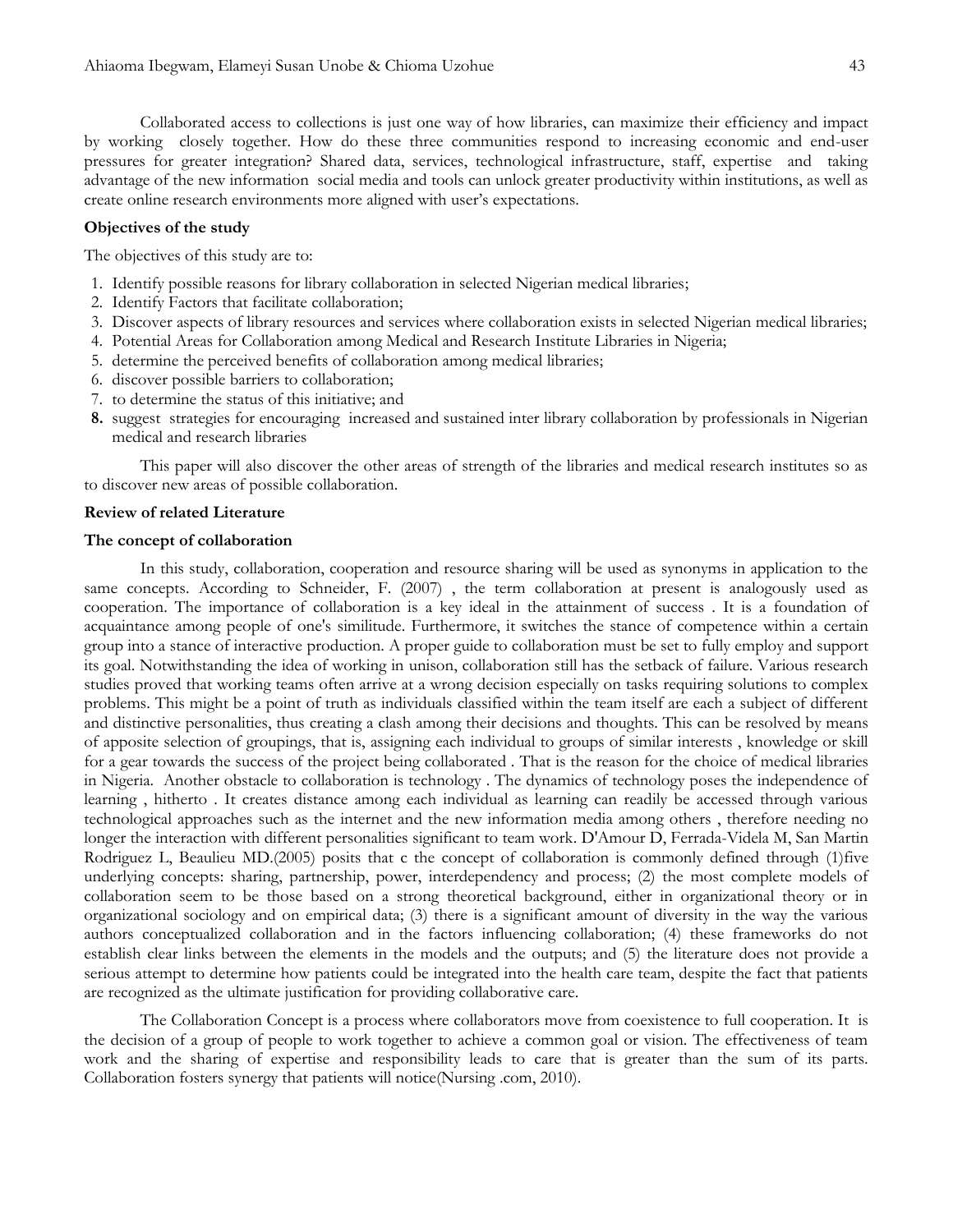Collaborated access to collections is just one way of how libraries, can maximize their efficiency and impact by working closely together. How do these three communities respond to increasing economic and end-user pressures for greater integration? Shared data, services, technological infrastructure, staff, expertise and taking advantage of the new information social media and tools can unlock greater productivity within institutions, as well as create online research environments more aligned with user's expectations.

**Objectives of the study**

The objectives of this study are to:

1. Identify possible reasons for library collaboration in selected Nigerian medical libraries;
2. Identify Factors that facilitate collaboration;
3. Discover aspects of library resources and services where collaboration exists in selected Nigerian medical libraries;
4. Potential Areas for Collaboration among Medical and Research Institute Libraries in Nigeria;
5. determine the perceived benefits of collaboration among medical libraries;
6. discover possible barriers to collaboration;
7. to determine the status of this initiative; and
8. suggest strategies for encouraging increased and sustained inter library collaboration by professionals in Nigerian medical and research libraries

This paper will also discover the other areas of strength of the libraries and medical research institutes so as to discover new areas of possible collaboration.

**Review of related Literature**

**The concept of collaboration**

In this study, collaboration, cooperation and resource sharing will be used as synonyms in application to the same concepts. According to Schneider, F. (2007) , the term collaboration at present is analogously used as cooperation. The importance of collaboration is a key ideal in the attainment of success . It is a foundation of acquaintance among people of one's similitude. Furthermore, it switches the stance of competence within a certain group into a stance of interactive production. A proper guide to collaboration must be set to fully employ and support its goal. Notwithstanding the idea of working in unison, collaboration still has the setback of failure. Various research studies proved that working teams often arrive at a wrong decision especially on tasks requiring solutions to complex problems. This might be a point of truth as individuals classified within the team itself are each a subject of different and distinctive personalities, thus creating a clash among their decisions and thoughts. This can be resolved by means of apposite selection of groupings, that is, assigning each individual to groups of similar interests , knowledge or skill for a gear towards the success of the project being collaborated . That is the reason for the choice of medical libraries in Nigeria. Another obstacle to collaboration is technology . The dynamics of technology poses the independence of learning , hitherto . It creates distance among each individual as learning can readily be accessed through various technological approaches such as the internet and the new information media among others , therefore needing no longer the interaction with different personalities significant to team work. D'Amour D, Ferrada-Videla M, San Martin Rodriguez L, Beaulieu MD.(2005) posits that c the concept of collaboration is commonly defined through (1)five underlying concepts: sharing, partnership, power, interdependency and process; (2) the most complete models of collaboration seem to be those based on a strong theoretical background, either in organizational theory or in organizational sociology and on empirical data; (3) there is a significant amount of diversity in the way the various authors conceptualized collaboration and in the factors influencing collaboration; (4) these frameworks do not establish clear links between the elements in the models and the outputs; and (5) the literature does not provide a serious attempt to determine how patients could be integrated into the health care team, despite the fact that patients are recognized as the ultimate justification for providing collaborative care.

The Collaboration Concept is a process where collaborators move from coexistence to full cooperation. It is the decision of a group of people to work together to achieve a common goal or vision. The effectiveness of team work and the sharing of expertise and responsibility leads to care that is greater than the sum of its parts. Collaboration fosters synergy that patients will notice(Nursing .com, 2010).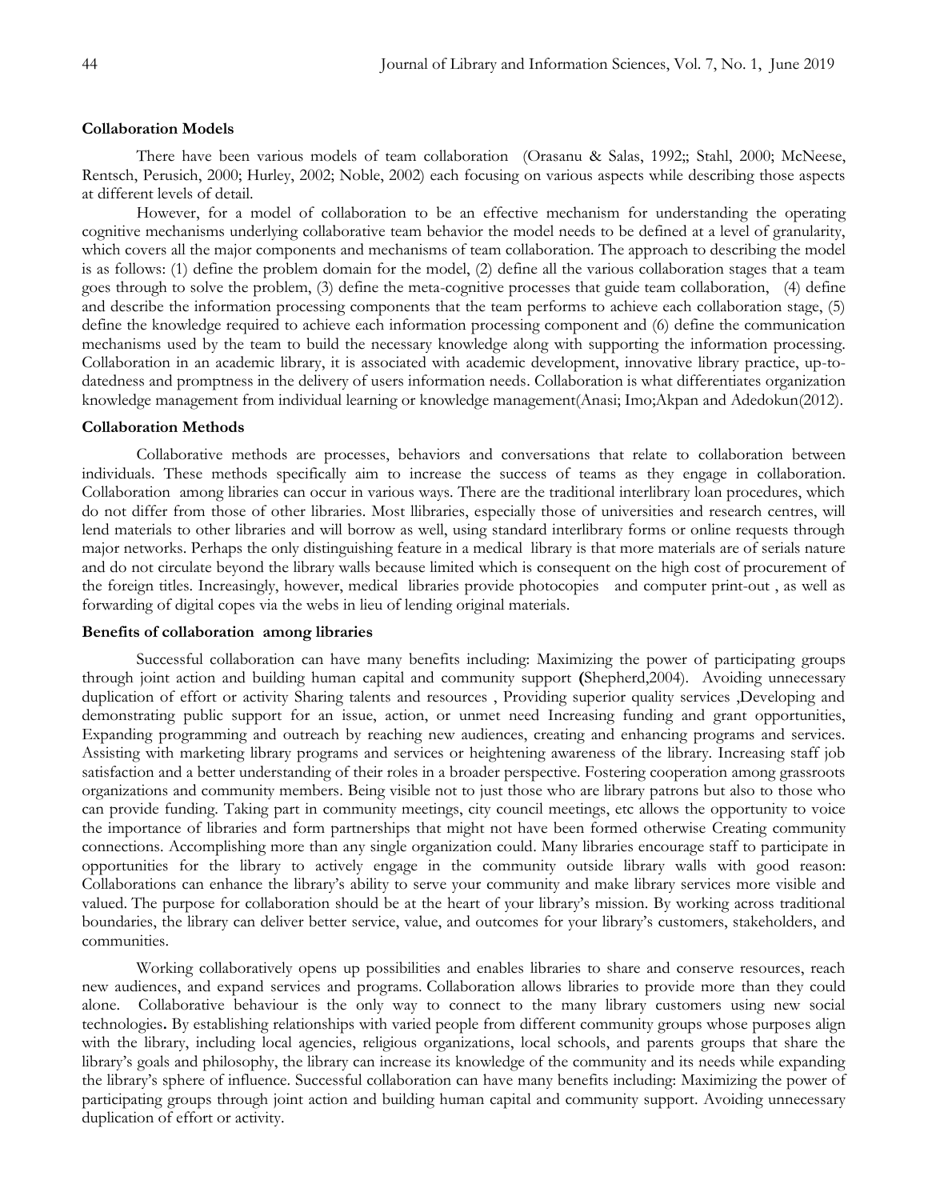**Collaboration Models**

There have been various models of team collaboration (Orasanu & Salas, 1992;; Stahl, 2000; McNeese, Rentsch, Perusich, 2000; Hurley, 2002; Noble, 2002) each focusing on various aspects while describing those aspects at different levels of detail.

However, for a model of collaboration to be an effective mechanism for understanding the operating cognitive mechanisms underlying collaborative team behavior the model needs to be defined at a level of granularity, which covers all the major components and mechanisms of team collaboration. The approach to describing the model is as follows: (1) define the problem domain for the model, (2) define all the various collaboration stages that a team goes through to solve the problem, (3) define the meta-cognitive processes that guide team collaboration, (4) define and describe the information processing components that the team performs to achieve each collaboration stage, (5) define the knowledge required to achieve each information processing component and (6) define the communication mechanisms used by the team to build the necessary knowledge along with supporting the information processing. Collaboration in an academic library, it is associated with academic development, innovative library practice, up-to-datedness and promptness in the delivery of users information needs. Collaboration is what differentiates organization knowledge management from individual learning or knowledge management(Anasi; Imo;Akpan and Adedokun(2012).

**Collaboration Methods**

Collaborative methods are processes, behaviors and conversations that relate to collaboration between individuals. These methods specifically aim to increase the success of teams as they engage in collaboration. Collaboration among libraries can occur in various ways. There are the traditional interlibrary loan procedures, which do not differ from those of other libraries. Most llibraries, especially those of universities and research centres, will lend materials to other libraries and will borrow as well, using standard interlibrary forms or online requests through major networks. Perhaps the only distinguishing feature in a medical library is that more materials are of serials nature and do not circulate beyond the library walls because limited which is consequent on the high cost of procurement of the foreign titles. Increasingly, however, medical libraries provide photocopies and computer print-out , as well as forwarding of digital copes via the webs in lieu of lending original materials.

**Benefits of collaboration among libraries**

Successful collaboration can have many benefits including: Maximizing the power of participating groups through joint action and building human capital and community support **(**Shepherd,2004). Avoiding unnecessary duplication of effort or activity Sharing talents and resources , Providing superior quality services ,Developing and demonstrating public support for an issue, action, or unmet need Increasing funding and grant opportunities, Expanding programming and outreach by reaching new audiences, creating and enhancing programs and services. Assisting with marketing library programs and services or heightening awareness of the library. Increasing staff job satisfaction and a better understanding of their roles in a broader perspective. Fostering cooperation among grassroots organizations and community members. Being visible not to just those who are library patrons but also to those who can provide funding. Taking part in community meetings, city council meetings, etc allows the opportunity to voice the importance of libraries and form partnerships that might not have been formed otherwise Creating community connections. Accomplishing more than any single organization could. Many libraries encourage staff to participate in opportunities for the library to actively engage in the community outside library walls with good reason: Collaborations can enhance the library's ability to serve your community and make library services more visible and valued. The purpose for collaboration should be at the heart of your library's mission. By working across traditional boundaries, the library can deliver better service, value, and outcomes for your library's customers, stakeholders, and communities.

Working collaboratively opens up possibilities and enables libraries to share and conserve resources, reach new audiences, and expand services and programs. Collaboration allows libraries to provide more than they could alone. Collaborative behaviour is the only way to connect to the many library customers using new social technologies**.** By establishing relationships with varied people from different community groups whose purposes align with the library, including local agencies, religious organizations, local schools, and parents groups that share the library's goals and philosophy, the library can increase its knowledge of the community and its needs while expanding the library's sphere of influence. Successful collaboration can have many benefits including: Maximizing the power of participating groups through joint action and building human capital and community support. Avoiding unnecessary duplication of effort or activity.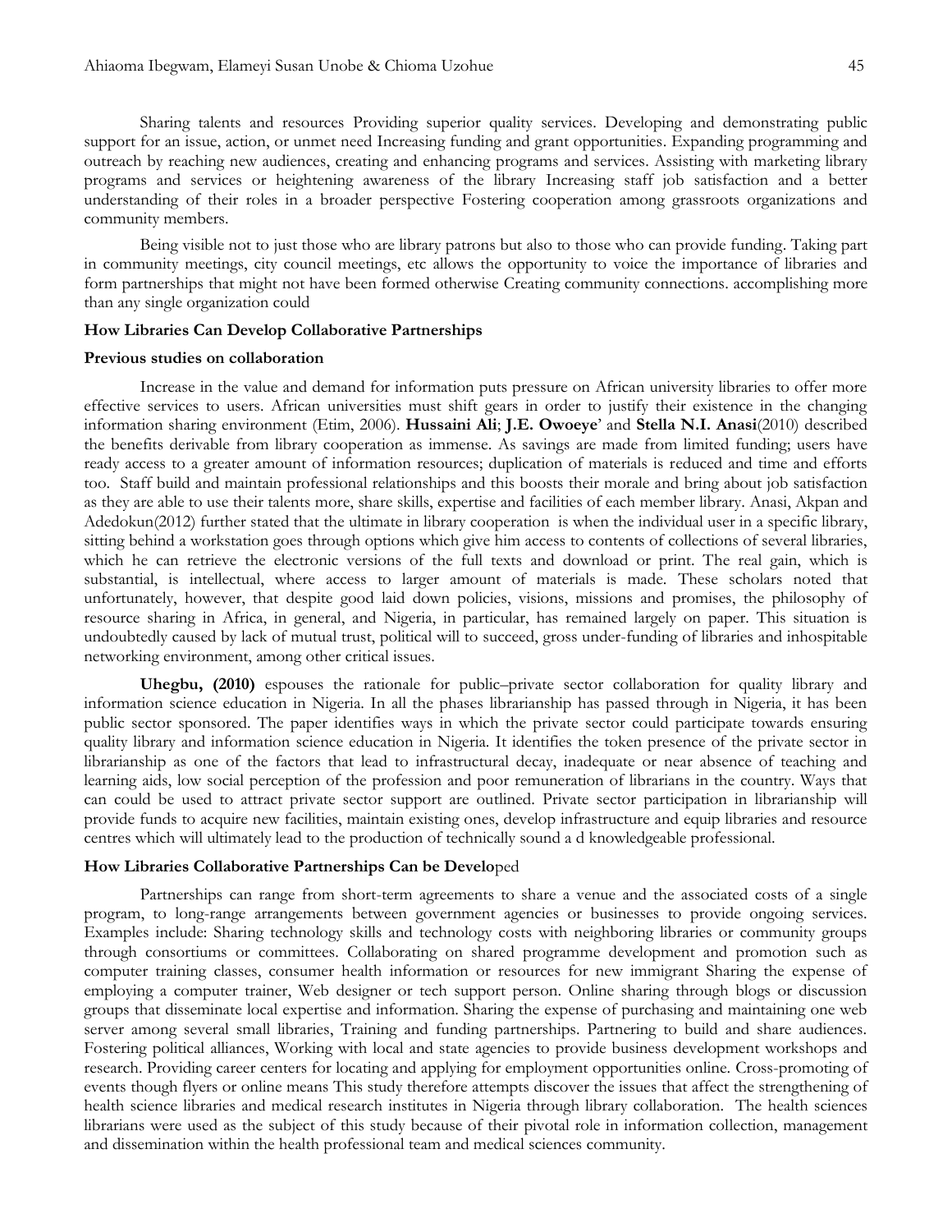Sharing talents and resources Providing superior quality services. Developing and demonstrating public support for an issue, action, or unmet need Increasing funding and grant opportunities. Expanding programming and outreach by reaching new audiences, creating and enhancing programs and services. Assisting with marketing library programs and services or heightening awareness of the library Increasing staff job satisfaction and a better understanding of their roles in a broader perspective Fostering cooperation among grassroots organizations and community members.

Being visible not to just those who are library patrons but also to those who can provide funding. Taking part in community meetings, city council meetings, etc allows the opportunity to voice the importance of libraries and form partnerships that might not have been formed otherwise Creating community connections. accomplishing more than any single organization could

**How Libraries Can Develop Collaborative Partnerships**

**Previous studies on collaboration**

Increase in the value and demand for information puts pressure on African university libraries to offer more effective services to users. African universities must shift gears in order to justify their existence in the changing information sharing environment (Etim, 2006). **Hussaini Ali**; **J.E. Owoeye**' and **Stella N.I. Anasi**(2010) described the benefits derivable from library cooperation as immense. As savings are made from limited funding; users have ready access to a greater amount of information resources; duplication of materials is reduced and time and efforts too. Staff build and maintain professional relationships and this boosts their morale and bring about job satisfaction as they are able to use their talents more, share skills, expertise and facilities of each member library. Anasi, Akpan and Adedokun(2012) further stated that the ultimate in library cooperation is when the individual user in a specific library, sitting behind a workstation goes through options which give him access to contents of collections of several libraries, which he can retrieve the electronic versions of the full texts and download or print. The real gain, which is substantial, is intellectual, where access to larger amount of materials is made. These scholars noted that unfortunately, however, that despite good laid down policies, visions, missions and promises, the philosophy of resource sharing in Africa, in general, and Nigeria, in particular, has remained largely on paper. This situation is undoubtedly caused by lack of mutual trust, political will to succeed, gross under-funding of libraries and inhospitable networking environment, among other critical issues.

**Uhegbu, (2010)** espouses the rationale for public–private sector collaboration for quality library and information science education in Nigeria. In all the phases librarianship has passed through in Nigeria, it has been public sector sponsored. The paper identifies ways in which the private sector could participate towards ensuring quality library and information science education in Nigeria. It identifies the token presence of the private sector in librarianship as one of the factors that lead to infrastructural decay, inadequate or near absence of teaching and learning aids, low social perception of the profession and poor remuneration of librarians in the country. Ways that can could be used to attract private sector support are outlined. Private sector participation in librarianship will provide funds to acquire new facilities, maintain existing ones, develop infrastructure and equip libraries and resource centres which will ultimately lead to the production of technically sound a d knowledgeable professional.

**How Libraries Collaborative Partnerships Can be Develo**ped

Partnerships can range from short-term agreements to share a venue and the associated costs of a single program, to long-range arrangements between government agencies or businesses to provide ongoing services. Examples include: Sharing technology skills and technology costs with neighboring libraries or community groups through consortiums or committees. Collaborating on shared programme development and promotion such as computer training classes, consumer health information or resources for new immigrant Sharing the expense of employing a computer trainer, Web designer or tech support person. Online sharing through blogs or discussion groups that disseminate local expertise and information. Sharing the expense of purchasing and maintaining one web server among several small libraries, Training and funding partnerships. Partnering to build and share audiences. Fostering political alliances, Working with local and state agencies to provide business development workshops and research. Providing career centers for locating and applying for employment opportunities online. Cross-promoting of events though flyers or online means This study therefore attempts discover the issues that affect the strengthening of health science libraries and medical research institutes in Nigeria through library collaboration. The health sciences librarians were used as the subject of this study because of their pivotal role in information collection, management and dissemination within the health professional team and medical sciences community.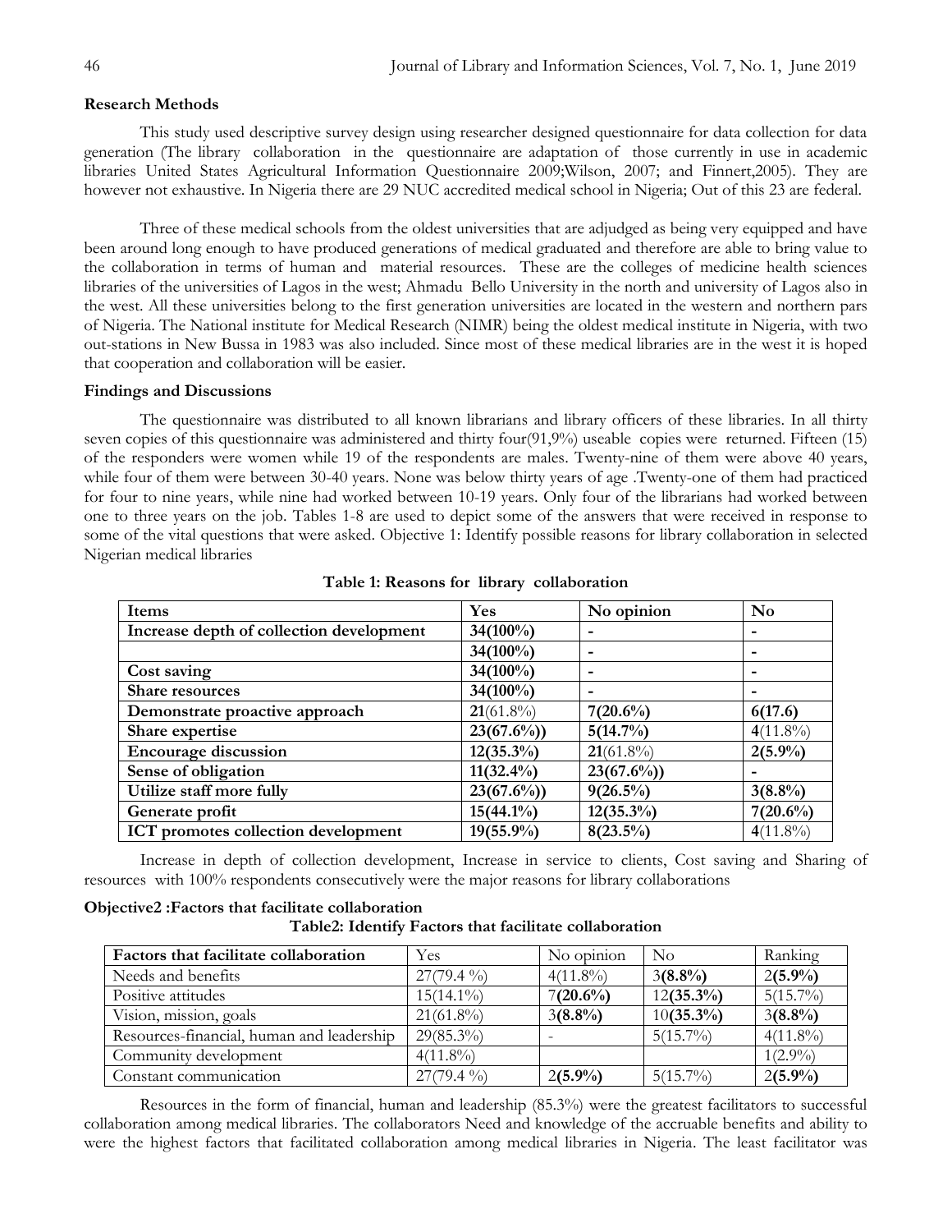### Research Methods

This study used descriptive survey design using researcher designed questionnaire for data collection for data generation (The library collaboration in the questionnaire are adaptation of those currently in use in academic libraries United States Agricultural Information Questionnaire 2009;Wilson, 2007; and Finnert,2005). They are however not exhaustive. In Nigeria there are 29 NUC accredited medical school in Nigeria; Out of this 23 are federal.

Three of these medical schools from the oldest universities that are adjudged as being very equipped and have been around long enough to have produced generations of medical graduated and therefore are able to bring value to the collaboration in terms of human and material resources. These are the colleges of medicine health sciences libraries of the universities of Lagos in the west; Ahmadu Bello University in the north and university of Lagos also in the west. All these universities belong to the first generation universities are located in the western and northern pars of Nigeria. The National institute for Medical Research (NIMR) being the oldest medical institute in Nigeria, with two out-stations in New Bussa in 1983 was also included. Since most of these medical libraries are in the west it is hoped that cooperation and collaboration will be easier.

### Findings and Discussions

The questionnaire was distributed to all known librarians and library officers of these libraries. In all thirty seven copies of this questionnaire was administered and thirty four(91,9%) useable copies were returned. Fifteen (15) of the responders were women while 19 of the respondents are males. Twenty-nine of them were above 40 years, while four of them were between 30-40 years. None was below thirty years of age .Twenty-one of them had practiced for four to nine years, while nine had worked between 10-19 years. Only four of the librarians had worked between one to three years on the job. Tables 1-8 are used to depict some of the answers that were received in response to some of the vital questions that were asked. Objective 1: Identify possible reasons for library collaboration in selected Nigerian medical libraries

**Table 1: Reasons for library collaboration**

| Items | Yes | No opinion | No |
|---|---|---|---|
| **Increase depth of collection development** | **34(100%)** | **-** | **-** |
| | **34(100%)** | **-** | **-** |
| **Cost saving** | **34(100%)** | **-** | **-** |
| **Share resources** | **34(100%)** | **-** | **-** |
| **Demonstrate proactive approach** | **21**(61.8%) | **7(20.6%)** | **6(17.6)** |
| **Share expertise** | **23(67.6%))** | **5(14.7%)** | **4**(11.8%) |
| **Encourage discussion** | **12(35.3%)** | **21**(61.8%) | **2(5.9%)** |
| **Sense of obligation** | **11(32.4%)** | **23(67.6%))** | **-** |
| **Utilize staff more fully** | **23(67.6%))** | **9(26.5%)** | **3(8.8%)** |
| **Generate profit** | **15(44.1%)** | **12(35.3%)** | **7(20.6%)** |
| **ICT promotes collection development** | **19(55.9%)** | **8(23.5%)** | **4**(11.8%) |

Increase in depth of collection development, Increase in service to clients, Cost saving and Sharing of resources with 100% respondents consecutively were the major reasons for library collaborations

**Objective2 :Factors that facilitate collaboration**

**Table2: Identify Factors that facilitate collaboration**

| **Factors that facilitate collaboration** | Yes | No opinion | No | Ranking |
|---|---|---|---|---|
| Needs and benefits | 27(79.4 %) | 4(11.8%) | 3**(8.8%)** | 2**(5.9%)** |
| Positive attitudes | 15(14.1%) | 7**(20.6%)** | 12**(35.3%)** | 5(15.7%) |
| Vision, mission, goals | 21(61.8%) | 3**(8.8%)** | 10**(35.3%)** | 3**(8.8%)** |
| Resources-financial, human and leadership | 29(85.3%) | - | 5(15.7%) | 4(11.8%) |
| Community development | 4(11.8%) | | | 1(2.9%) |
| Constant communication | 27(79.4 %) | 2**(5.9%)** | 5(15.7%) | 2**(5.9%)** |

Resources in the form of financial, human and leadership (85.3%) were the greatest facilitators to successful collaboration among medical libraries. The collaborators Need and knowledge of the accruable benefits and ability to were the highest factors that facilitated collaboration among medical libraries in Nigeria. The least facilitator was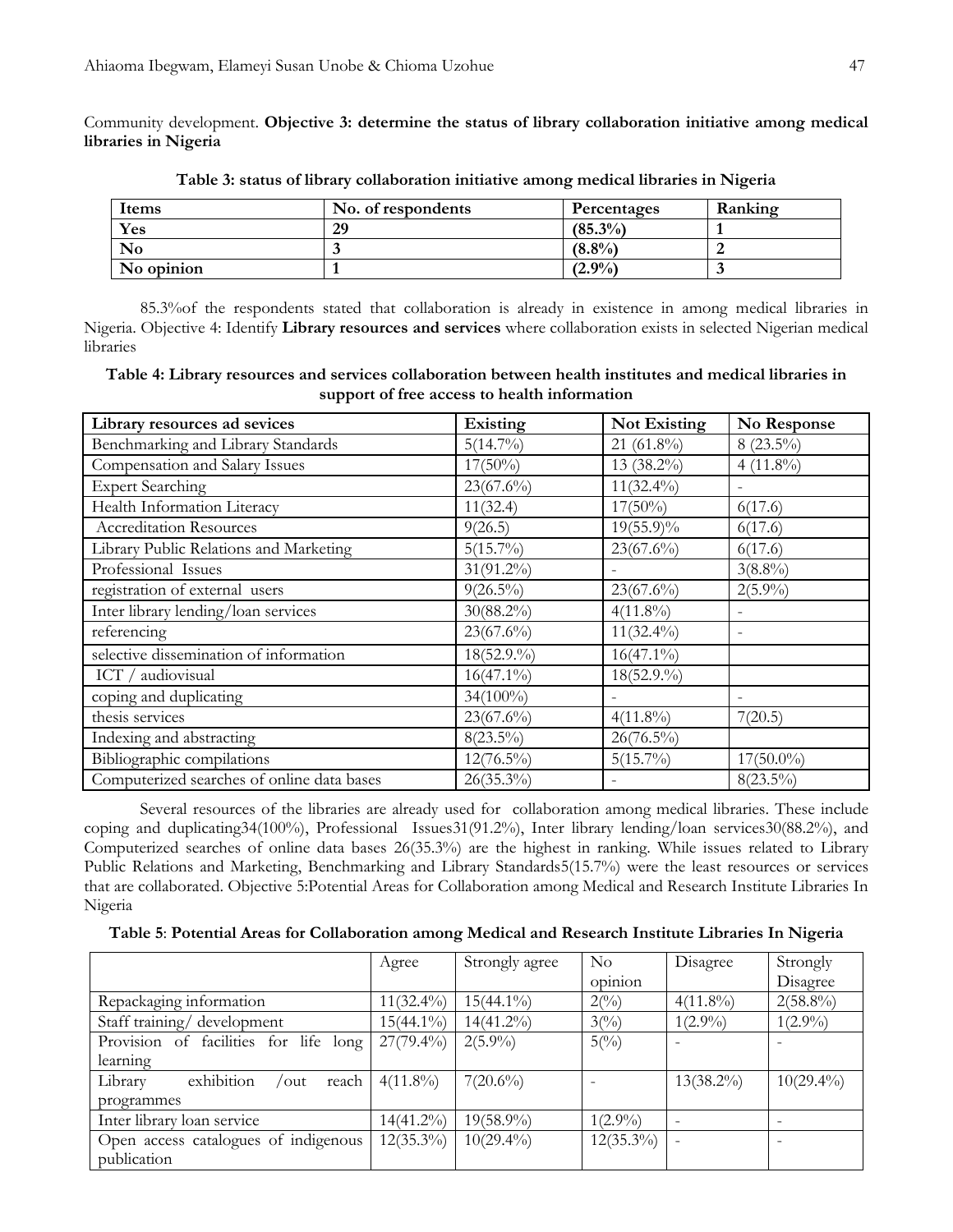Community development. **Objective 3: determine the status of library collaboration initiative among medical libraries in Nigeria**

**Table 3: status of library collaboration initiative among medical libraries in Nigeria**

| Items | No. of respondents | Percentages | Ranking |
|---|---|---|---|
| **Yes** | **29** | **(85.3%)** | **1** |
| **No** | **3** | **(8.8%)** | **2** |
| **No opinion** | **1** | **(2.9%)** | **3** |

85.3%of the respondents stated that collaboration is already in existence in among medical libraries in Nigeria. Objective 4: Identify **Library resources and services** where collaboration exists in selected Nigerian medical libraries

**Table 4: Library resources and services collaboration between health institutes and medical libraries in support of free access to health information**

| Library resources ad sevices | Existing | Not Existing | No Response |
|---|---|---|---|
| Benchmarking and Library Standards | 5(14.7%) | 21 (61.8%) | 8 (23.5%) |
| Compensation and Salary Issues | 17(50%) | 13 (38.2%) | 4 (11.8%) |
| Expert Searching | 23(67.6%) | 11(32.4%) | - |
| Health Information Literacy | 11(32.4) | 17(50%) | 6(17.6) |
| Accreditation Resources | 9(26.5) | 19(55.9)% | 6(17.6) |
| Library Public Relations and Marketing | 5(15.7%) | 23(67.6%) | 6(17.6) |
| Professional Issues | 31(91.2%) | - | 3(8.8%) |
| registration of external users | 9(26.5%) | 23(67.6%) | 2(5.9%) |
| Inter library lending/loan services | 30(88.2%) | 4(11.8%) | - |
| referencing | 23(67.6%) | 11(32.4%) | - |
| selective dissemination of information | 18(52.9.%) | 16(47.1%) | |
| ICT / audiovisual | 16(47.1%) | 18(52.9.%) | |
| coping and duplicating | 34(100%) | - | - |
| thesis services | 23(67.6%) | 4(11.8%) | 7(20.5) |
| Indexing and abstracting | 8(23.5%) | 26(76.5%) | |
| Bibliographic compilations | 12(76.5%) | 5(15.7%) | 17(50.0%) |
| Computerized searches of online data bases | 26(35.3%) | - | 8(23.5%) |

Several resources of the libraries are already used for collaboration among medical libraries. These include coping and duplicating34(100%), Professional Issues31(91.2%), Inter library lending/loan services30(88.2%), and Computerized searches of online data bases 26(35.3%) are the highest in ranking. While issues related to Library Public Relations and Marketing, Benchmarking and Library Standards5(15.7%) were the least resources or services that are collaborated. Objective 5:Potential Areas for Collaboration among Medical and Research Institute Libraries In Nigeria

**Table 5**: **Potential Areas for Collaboration among Medical and Research Institute Libraries In Nigeria**

| | Agree | Strongly agree | No opinion | Disagree | Strongly Disagree |
|---|---|---|---|---|---|
| Repackaging information | 11(32.4%) | 15(44.1%) | 2(%) | 4(11.8%) | 2(58.8%) |
| Staff training/ development | 15(44.1%) | 14(41.2%) | 3(%) | 1(2.9%) | 1(2.9%) |
| Provision of facilities for life long learning | 27(79.4%) | 2(5.9%) | 5(%) | - | - |
| Library exhibition /out reach programmes | 4(11.8%) | 7(20.6%) | - | 13(38.2%) | 10(29.4%) |
| Inter library loan service | 14(41.2%) | 19(58.9%) | 1(2.9%) | - | - |
| Open access catalogues of indigenous publication | 12(35.3%) | 10(29.4%) | 12(35.3%) | - | - |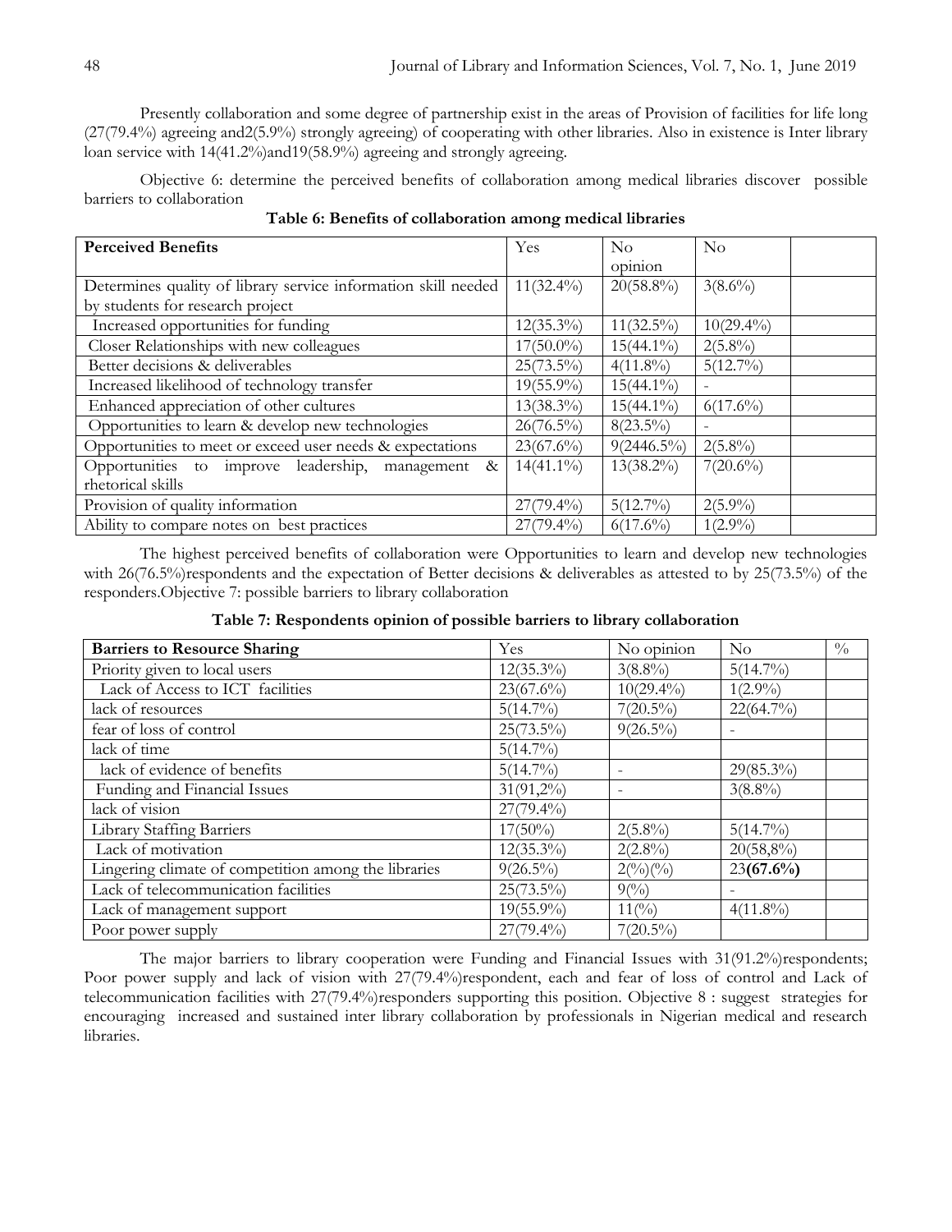Presently collaboration and some degree of partnership exist in the areas of Provision of facilities for life long (27(79.4%) agreeing and2(5.9%) strongly agreeing) of cooperating with other libraries. Also in existence is Inter library loan service with 14(41.2%)and19(58.9%) agreeing and strongly agreeing.

Objective 6: determine the perceived benefits of collaboration among medical libraries discover possible barriers to collaboration

**Table 6: Benefits of collaboration among medical libraries**

| **Perceived Benefits** | Yes | No opinion | No | |
|---|---|---|---|---|
| Determines quality of library service information skill needed by students for research project | 11(32.4%) | 20(58.8%) | 3(8.6%) | |
| Increased opportunities for funding | 12(35.3%) | 11(32.5%) | 10(29.4%) | |
| Closer Relationships with new colleagues | 17(50.0%) | 15(44.1%) | 2(5.8%) | |
| Better decisions & deliverables | 25(73.5%) | 4(11.8%) | 5(12.7%) | |
| Increased likelihood of technology transfer | 19(55.9%) | 15(44.1%) | - | |
| Enhanced appreciation of other cultures | 13(38.3%) | 15(44.1%) | 6(17.6%) | |
| Opportunities to learn & develop new technologies | 26(76.5%) | 8(23.5%) | - | |
| Opportunities to meet or exceed user needs & expectations | 23(67.6%) | 9(2446.5%) | 2(5.8%) | |
| Opportunities to improve leadership, management & rhetorical skills | 14(41.1%) | 13(38.2%) | 7(20.6%) | |
| Provision of quality information | 27(79.4%) | 5(12.7%) | 2(5.9%) | |
| Ability to compare notes on best practices | 27(79.4%) | 6(17.6%) | 1(2.9%) | |

The highest perceived benefits of collaboration were Opportunities to learn and develop new technologies with 26(76.5%)respondents and the expectation of Better decisions & deliverables as attested to by 25(73.5%) of the responders.Objective 7: possible barriers to library collaboration

**Table 7: Respondents opinion of possible barriers to library collaboration**

| **Barriers to Resource Sharing** | Yes | No opinion | No | % |
|---|---|---|---|---|
| Priority given to local users | 12(35.3%) | 3(8.8%) | 5(14.7%) | |
| Lack of Access to ICT facilities | 23(67.6%) | 10(29.4%) | 1(2.9%) | |
| lack of resources | 5(14.7%) | 7(20.5%) | 22(64.7%) | |
| fear of loss of control | 25(73.5%) | 9(26.5%) | - | |
| lack of time | 5(14.7%) | | | |
| lack of evidence of benefits | 5(14.7%) | - | 29(85.3%) | |
| Funding and Financial Issues | 31(91,2%) | - | 3(8.8%) | |
| lack of vision | 27(79.4%) | | | |
| Library Staffing Barriers | 17(50%) | 2(5.8%) | 5(14.7%) | |
| Lack of motivation | 12(35.3%) | 2(2.8%) | 20(58,8%) | |
| Lingering climate of competition among the libraries | 9(26.5%) | 2(%)(%) | 23**(67.6%)** | |
| Lack of telecommunication facilities | 25(73.5%) | 9(%) | - | |
| Lack of management support | 19(55.9%) | 11(%) | 4(11.8%) | |
| Poor power supply | 27(79.4%) | 7(20.5%) | | |

The major barriers to library cooperation were Funding and Financial Issues with 31(91.2%)respondents; Poor power supply and lack of vision with 27(79.4%)respondent, each and fear of loss of control and Lack of telecommunication facilities with 27(79.4%)responders supporting this position. Objective 8 : suggest strategies for encouraging increased and sustained inter library collaboration by professionals in Nigerian medical and research libraries.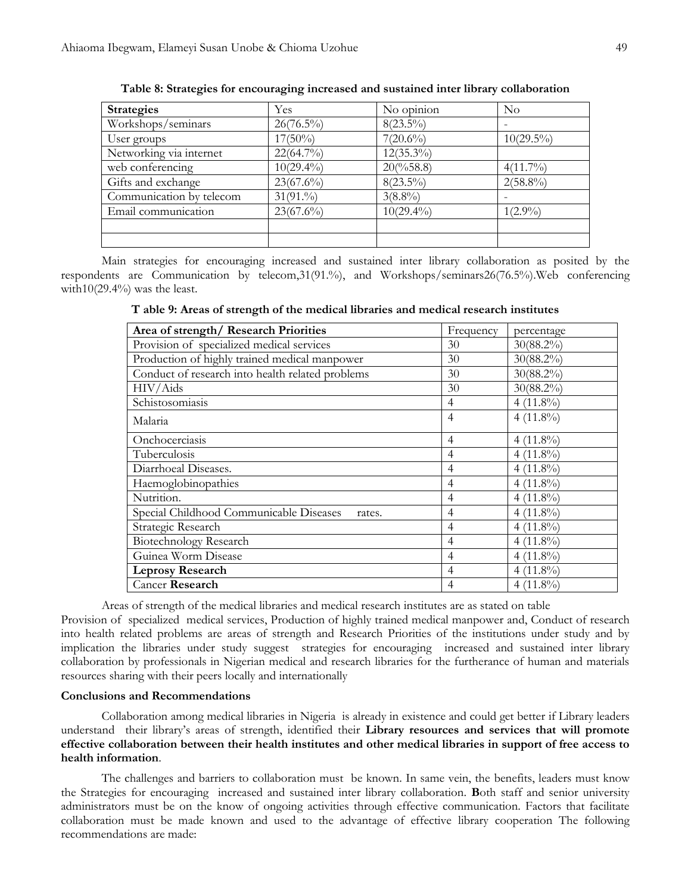**Table 8: Strategies for encouraging increased and sustained inter library collaboration**

| Strategies | Yes | No opinion | No |
|---|---|---|---|
| Workshops/seminars | 26(76.5%) | 8(23.5%) | - |
| User groups | 17(50%) | 7(20.6%) | 10(29.5%) |
| Networking via internet | 22(64.7%) | 12(35.3%) | |
| web conferencing | 10(29.4%) | 20(%58.8) | 4(11.7%) |
| Gifts and exchange | 23(67.6%) | 8(23.5%) | 2(58.8%) |
| Communication by telecom | 31(91.%) | 3(8.8%) | - |
| Email communication | 23(67.6%) | 10(29.4%) | 1(2.9%) |
| | | | |
| | | | |

Main strategies for encouraging increased and sustained inter library collaboration as posited by the respondents are Communication by telecom,31(91.%), and Workshops/seminars26(76.5%).Web conferencing with10(29.4%) was the least.

**T able 9: Areas of strength of the medical libraries and medical research institutes**

| Area of strength/ Research Priorities | Frequency | percentage |
|---|---|---|
| Provision of specialized medical services | 30 | 30(88.2%) |
| Production of highly trained medical manpower | 30 | 30(88.2%) |
| Conduct of research into health related problems | 30 | 30(88.2%) |
| HIV/Aids | 30 | 30(88.2%) |
| Schistosomiasis | 4 | 4 (11.8%) |
| Malaria | 4 | 4 (11.8%) |
| Onchocerciasis | 4 | 4 (11.8%) |
| Tuberculosis | 4 | 4 (11.8%) |
| Diarrhoeal Diseases. | 4 | 4 (11.8%) |
| Haemoglobinopathies | 4 | 4 (11.8%) |
| Nutrition. | 4 | 4 (11.8%) |
| Special Childhood Communicable Diseases rates. | 4 | 4 (11.8%) |
| Strategic Research | 4 | 4 (11.8%) |
| Biotechnology Research | 4 | 4 (11.8%) |
| Guinea Worm Disease | 4 | 4 (11.8%) |
| **Leprosy Research** | 4 | 4 (11.8%) |
| Cancer **Research** | 4 | 4 (11.8%) |

Areas of strength of the medical libraries and medical research institutes are as stated on table Provision of specialized medical services, Production of highly trained medical manpower and, Conduct of research into health related problems are areas of strength and Research Priorities of the institutions under study and by implication the libraries under study suggest strategies for encouraging increased and sustained inter library collaboration by professionals in Nigerian medical and research libraries for the furtherance of human and materials resources sharing with their peers locally and internationally

### Conclusions and Recommendations

Collaboration among medical libraries in Nigeria is already in existence and could get better if Library leaders understand their library's areas of strength, identified their **Library resources and services that will promote effective collaboration between their health institutes and other medical libraries in support of free access to health information**.

The challenges and barriers to collaboration must be known. In same vein, the benefits, leaders must know the Strategies for encouraging increased and sustained inter library collaboration. **B**oth staff and senior university administrators must be on the know of ongoing activities through effective communication. Factors that facilitate collaboration must be made known and used to the advantage of effective library cooperation The following recommendations are made: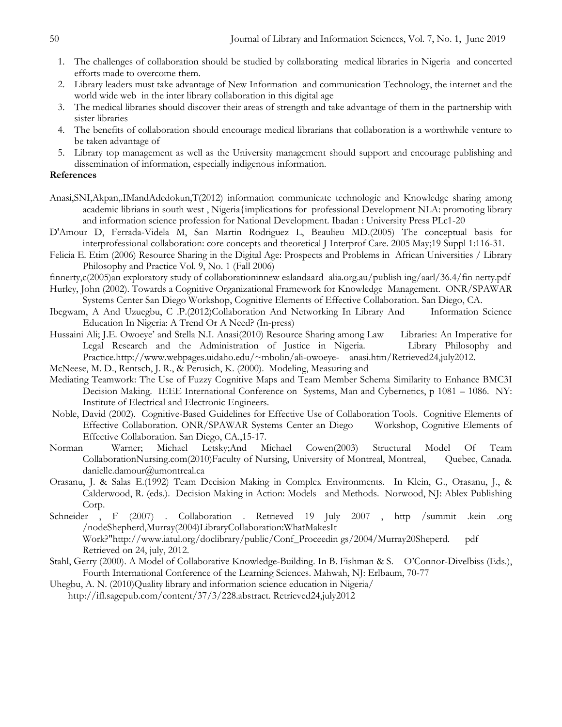1. The challenges of collaboration should be studied by collaborating medical libraries in Nigeria and concerted efforts made to overcome them.
2. Library leaders must take advantage of New Information and communication Technology, the internet and the world wide web in the inter library collaboration in this digital age
3. The medical libraries should discover their areas of strength and take advantage of them in the partnership with sister libraries
4. The benefits of collaboration should encourage medical librarians that collaboration is a worthwhile venture to be taken advantage of
5. Library top management as well as the University management should support and encourage publishing and dissemination of information, especially indigenous information.

**References**

Anasi,SNI,Akpan,.IMandAdedokun,T(2012) information communicate technologie and Knowledge sharing among academic librians in south west , Nigeria{implications for professional Development NLA: promoting library and information science profession for National Development. Ibadan : University Press PLc1-20

D'Amour D, Ferrada-Videla M, San Martin Rodriguez L, Beaulieu MD.(2005) The conceptual basis for interprofessional collaboration: core concepts and theoretical J Interprof Care. 2005 May;19 Suppl 1:116-31.

Felicia E. Etim (2006) Resource Sharing in the Digital Age: Prospects and Problems in African Universities / Library Philosophy and Practice Vol. 9, No. 1 (Fall 2006)

finnerty,c(2005)an exploratory study of collaborationinnew ealandaard alia.org.au/publish ing/aarl/36.4/fin nerty.pdf

Hurley, John (2002). Towards a Cognitive Organizational Framework for Knowledge Management. ONR/SPAWAR Systems Center San Diego Workshop, Cognitive Elements of Effective Collaboration. San Diego, CA.

Ibegwam, A And Uzuegbu, C .P.(2012)Collaboration And Networking In Library And Information Science Education In Nigeria: A Trend Or A Need? (In-press)

Hussaini Ali; J.E. Owoeye' and Stella N.I. Anasi(2010) Resource Sharing among Law Libraries: An Imperative for Legal Research and the Administration of Justice in Nigeria. Library Philosophy and Practice.http://www.webpages.uidaho.edu/~mbolin/ali-owoeye- anasi.htm/Retrieved24,july2012.

McNeese, M. D., Rentsch, J. R., & Perusich, K. (2000). Modeling, Measuring and

Mediating Teamwork: The Use of Fuzzy Cognitive Maps and Team Member Schema Similarity to Enhance BMC3I Decision Making. IEEE International Conference on Systems, Man and Cybernetics, p 1081 – 1086. NY: Institute of Electrical and Electronic Engineers.

Noble, David (2002). Cognitive-Based Guidelines for Effective Use of Collaboration Tools. Cognitive Elements of Effective Collaboration. ONR/SPAWAR Systems Center an Diego Workshop, Cognitive Elements of Effective Collaboration. San Diego, CA.,15-17.

Norman Warner; Michael Letsky;And Michael Cowen(2003) Structural Model Of Team CollaborationNursing.com(2010)Faculty of Nursing, University of Montreal, Montreal, Quebec, Canada. danielle.damour@umontreal.ca

Orasanu, J. & Salas E.(1992) Team Decision Making in Complex Environments. In Klein, G., Orasanu, J., & Calderwood, R. (eds.). Decision Making in Action: Models and Methods. Norwood, NJ: Ablex Publishing Corp.

Schneider , F (2007) . Collaboration . Retrieved 19 July 2007 , http /summit .kein .org /nodeShepherd,Murray(2004)LibraryCollaboration:WhatMakesIt Work?"http://www.iatul.org/doclibrary/public/Conf_Proceedin gs/2004/Murray20Sheperd. pdf Retrieved on 24, july, 2012.

Stahl, Gerry (2000). A Model of Collaborative Knowledge-Building. In B. Fishman & S. O'Connor-Divelbiss (Eds.), Fourth International Conference of the Learning Sciences. Mahwah, NJ: Erlbaum, 70-77

Uhegbu, A. N. (2010)Quality library and information science education in Nigeria/ http://ifl.sagepub.com/content/37/3/228.abstract. Retrieved24,july2012